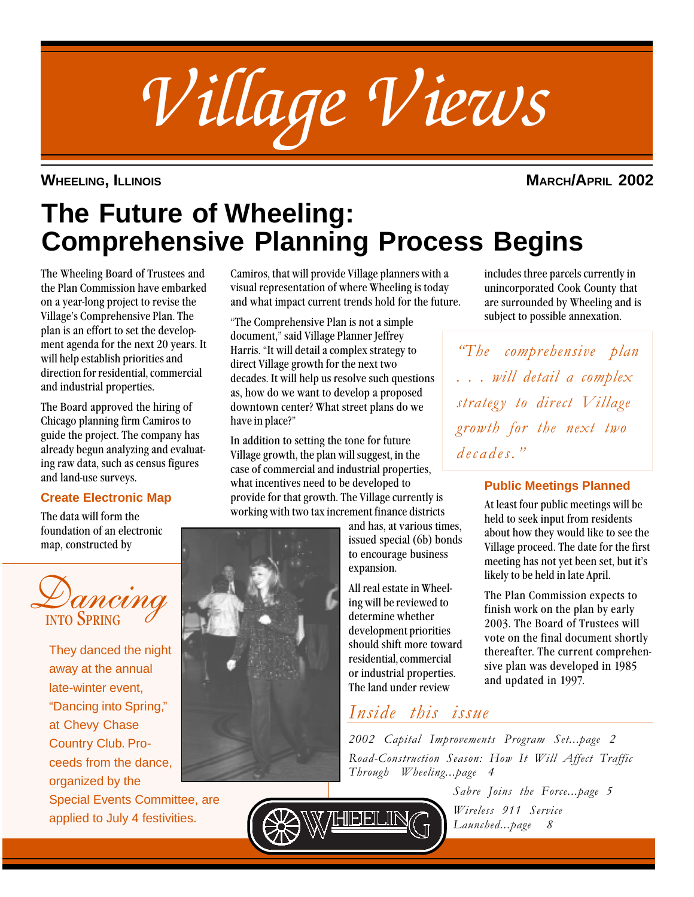# Village Views

**WHEELING, ILLINOIS** **MARCH/APRIL 2002**

# The Future of Wheeling: Comprehensive Planning Process Begins

The Wheeling Board of Trustees and the Plan Commission have embarked on a year-long project to revise the Village's Comprehensive Plan. The plan is an effort to set the development agenda for the next 20 years. It will help establish priorities and direction for residential, commercial and industrial properties.

The Board approved the hiring of Chicago planning firm Camiros to guide the project. The company has already begun analyzing and evaluating raw data, such as census figures and land-use surveys.

### Create Electronic Map

The data will form the foundation of an electronic map, constructed by Camiros, that will provide Village planners with a visual representation of where Wheeling is today and what impact current trends hold for the future.

"The Comprehensive Plan is not a simple document," said Village Planner Jeffrey Harris. "It will detail a complex strategy to direct Village growth for the next two decades. It will help us resolve such questions as, how do we want to develop a proposed downtown center? What street plans do we have in place?"

In addition to setting the tone for future Village growth, the plan will suggest, in the case of commercial and industrial properties, what incentives need to be developed to provide for that growth. The Village currently is working with two tax increment finance districts and has, at various times, issued special (6b) bonds to encourage business expansion.

All real estate in Wheeling will be reviewed to determine whether development priorities should shift more toward residential, commercial or industrial properties. The land under review includes three parcels currently in unincorporated Cook County that are surrounded by Wheeling and is subject to possible annexation.

*"The comprehensive plan . . . will detail a complex strategy to direct Village growth for the next two decades."*

### Public Meetings Planned

At least four public meetings will be held to seek input from residents about how they would like to see the Village proceed. The date for the first meeting has not yet been set, but it's likely to be held in late April.

The Plan Commission expects to finish work on the plan by early 2003. The Board of Trustees will vote on the final document shortly thereafter. The current comprehensive plan was developed in 1985 and updated in 1997.

## Dancing into Spring

They danced the night away at the annual late-winter event, "Dancing into Spring," at Chevy Chase Country Club. Proceeds from the dance, organized by the Special Events Committee, are applied to July 4 festivities.

## *Inside this issue*

*2002 Capital Improvements Program Set...page 2*

*Road-Construction Season: How It Will Affect Traffic Through Wheeling...page 4*

*Sabre Joins the Force...page 5*

*Wireless 911 Service Launched...page 8*

WHEELING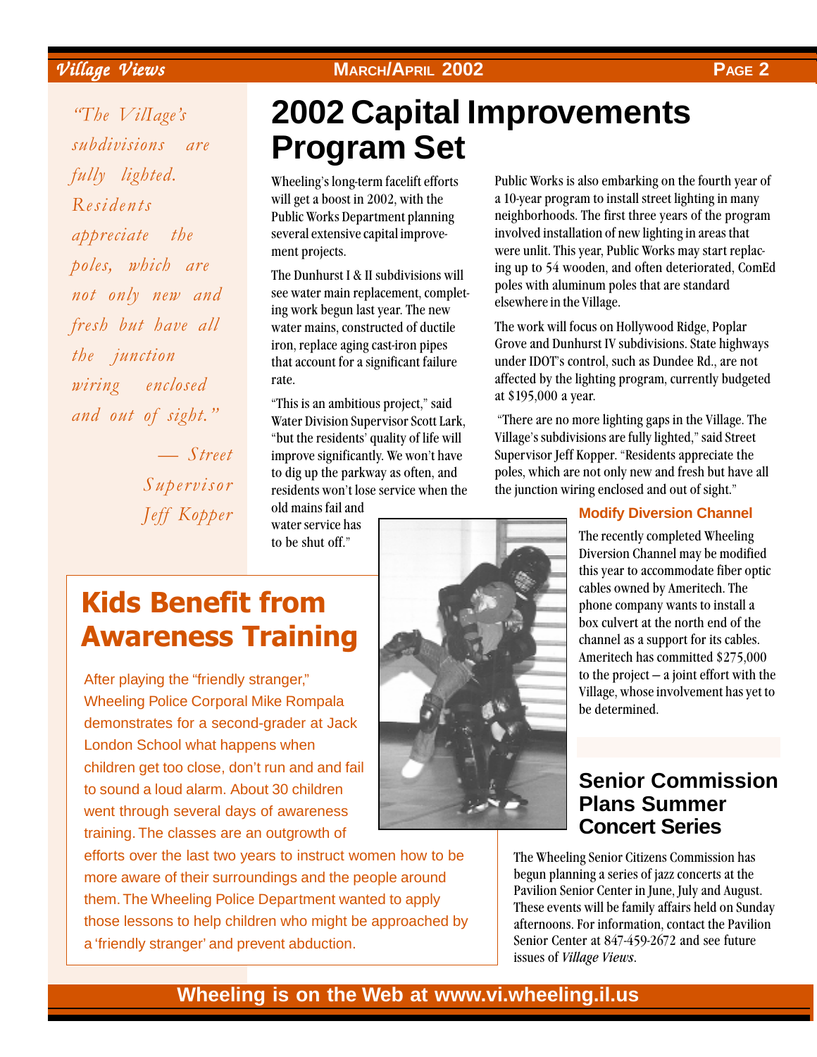> *"The Village's subdivisions are fully lighted. Residents appreciate the poles, which are not only new and fresh but have all the junction wiring enclosed and out of sight."*
>
> *— Street Supervisor Jeff Kopper*

# 2002 Capital Improvements Program Set

Wheeling's long-term facelift efforts will get a boost in 2002, with the Public Works Department planning several extensive capital improvement projects.

The Dunhurst I & II subdivisions will see water main replacement, completing work begun last year. The new water mains, constructed of ductile iron, replace aging cast-iron pipes that account for a significant failure rate.

"This is an ambitious project," said Water Division Supervisor Scott Lark, "but the residents' quality of life will improve significantly. We won't have to dig up the parkway as often, and residents won't lose service when the old mains fail and water service has to be shut off."

Public Works is also embarking on the fourth year of a 10-year program to install street lighting in many neighborhoods. The first three years of the program involved installation of new lighting in areas that were unlit. This year, Public Works may start replacing up to 54 wooden, and often deteriorated, ComEd poles with aluminum poles that are standard elsewhere in the Village.

The work will focus on Hollywood Ridge, Poplar Grove and Dunhurst IV subdivisions. State highways under IDOT's control, such as Dundee Rd., are not affected by the lighting program, currently budgeted at $195,000 a year.

"There are no more lighting gaps in the Village. The Village's subdivisions are fully lighted," said Street Supervisor Jeff Kopper. "Residents appreciate the poles, which are not only new and fresh but have all the junction wiring enclosed and out of sight."

### Modify Diversion Channel

The recently completed Wheeling Diversion Channel may be modified this year to accommodate fiber optic cables owned by Ameritech. The phone company wants to install a box culvert at the north end of the channel as a support for its cables. Ameritech has committed $275,000 to the project – a joint effort with the Village, whose involvement has yet to be determined.

## Kids Benefit from Awareness Training

After playing the "friendly stranger," Wheeling Police Corporal Mike Rompala demonstrates for a second-grader at Jack London School what happens when children get too close, don't run and and fail to sound a loud alarm. About 30 children went through several days of awareness training. The classes are an outgrowth of efforts over the last two years to instruct women how to be more aware of their surroundings and the people around them. The Wheeling Police Department wanted to apply those lessons to help children who might be approached by a 'friendly stranger' and prevent abduction.

## Senior Commission Plans Summer Concert Series

The Wheeling Senior Citizens Commission has begun planning a series of jazz concerts at the Pavilion Senior Center in June, July and August. These events will be family affairs held on Sunday afternoons. For information, contact the Pavilion Senior Center at 847-459-2672 and see future issues of *Village Views*.

**Wheeling is on the Web at www.vi.wheeling.il.us**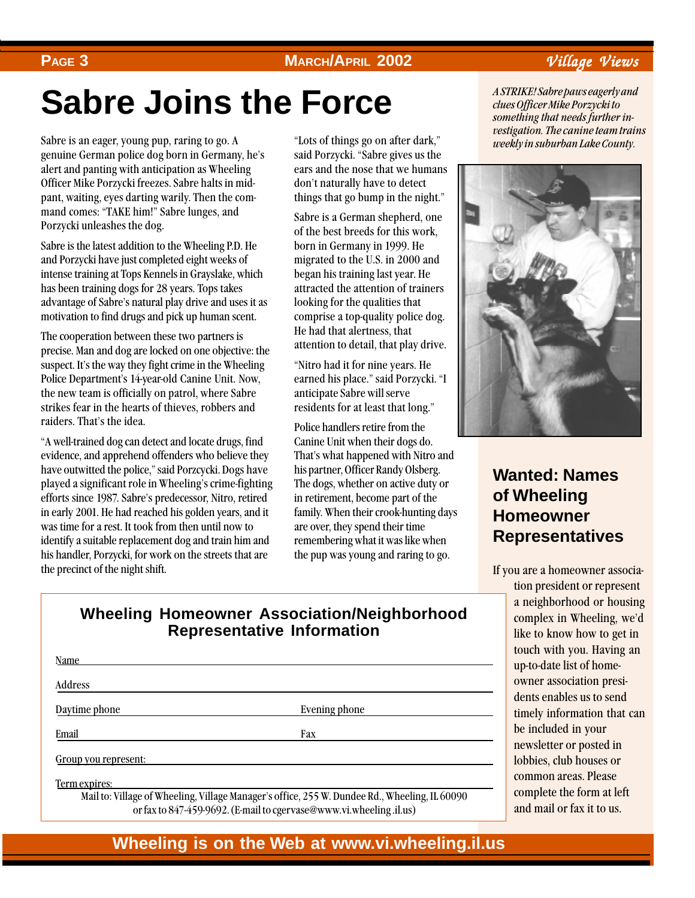# Sabre Joins the Force

Sabre is an eager, young pup, raring to go. A genuine German police dog born in Germany, he's alert and panting with anticipation as Wheeling Officer Mike Porzycki freezes. Sabre halts in mid-pant, waiting, eyes darting warily. Then the command comes: "TAKE him!" Sabre lunges, and Porzycki unleashes the dog.

Sabre is the latest addition to the Wheeling P.D. He and Porzycki have just completed eight weeks of intense training at Tops Kennels in Grayslake, which has been training dogs for 28 years. Tops takes advantage of Sabre's natural play drive and uses it as motivation to find drugs and pick up human scent.

The cooperation between these two partners is precise. Man and dog are locked on one objective: the suspect. It's the way they fight crime in the Wheeling Police Department's 14-year-old Canine Unit. Now, the new team is officially on patrol, where Sabre strikes fear in the hearts of thieves, robbers and raiders. That's the idea.

"A well-trained dog can detect and locate drugs, find evidence, and apprehend offenders who believe they have outwitted the police," said Porzcycki. Dogs have played a significant role in Wheeling's crime-fighting efforts since 1987. Sabre's predecessor, Nitro, retired in early 2001. He had reached his golden years, and it was time for a rest. It took from then until now to identify a suitable replacement dog and train him and his handler, Porzycki, for work on the streets that are the precinct of the night shift.

"Lots of things go on after dark," said Porzycki. "Sabre gives us the ears and the nose that we humans don't naturally have to detect things that go bump in the night."

Sabre is a German shepherd, one of the best breeds for this work, born in Germany in 1999. He migrated to the U.S. in 2000 and began his training last year. He attracted the attention of trainers looking for the qualities that comprise a top-quality police dog. He had that alertness, that attention to detail, that play drive.

"Nitro had it for nine years. He earned his place." said Porzycki. "I anticipate Sabre will serve residents for at least that long."

Police handlers retire from the Canine Unit when their dogs do. That's what happened with Nitro and his partner, Officer Randy Olsberg. The dogs, whether on active duty or in retirement, become part of the family. When their crook-hunting days are over, they spend their time remembering what it was like when the pup was young and raring to go.

*A STRIKE! Sabre paws eagerly and clues Officer Mike Porzycki to something that needs further investigation. The canine team trains weekly in suburban Lake County.*

## Wanted: Names of Wheeling Homeowner Representatives

If you are a homeowner association president or represent a neighborhood or housing complex in Wheeling, we'd like to know how to get in touch with you. Having an up-to-date list of homeowner association presidents enables us to send timely information that can be included in your newsletter or posted in lobbies, club houses or common areas. Please complete the form at left and mail or fax it to us.

### Wheeling Homeowner Association/Neighborhood Representative Information

Name ______________________________

Address ______________________________

Daytime phone ______________ Evening phone ______________

Email ______________ Fax ______________

Group you represent: ______________________________

Term expires: ______________________________

Mail to: Village of Wheeling, Village Manager's office, 255 W. Dundee Rd., Wheeling, IL 60090 or fax to 847-459-9692. (E-mail to cgervase@www.vi.wheeling.il.us)

**Wheeling is on the Web at www.vi.wheeling.il.us**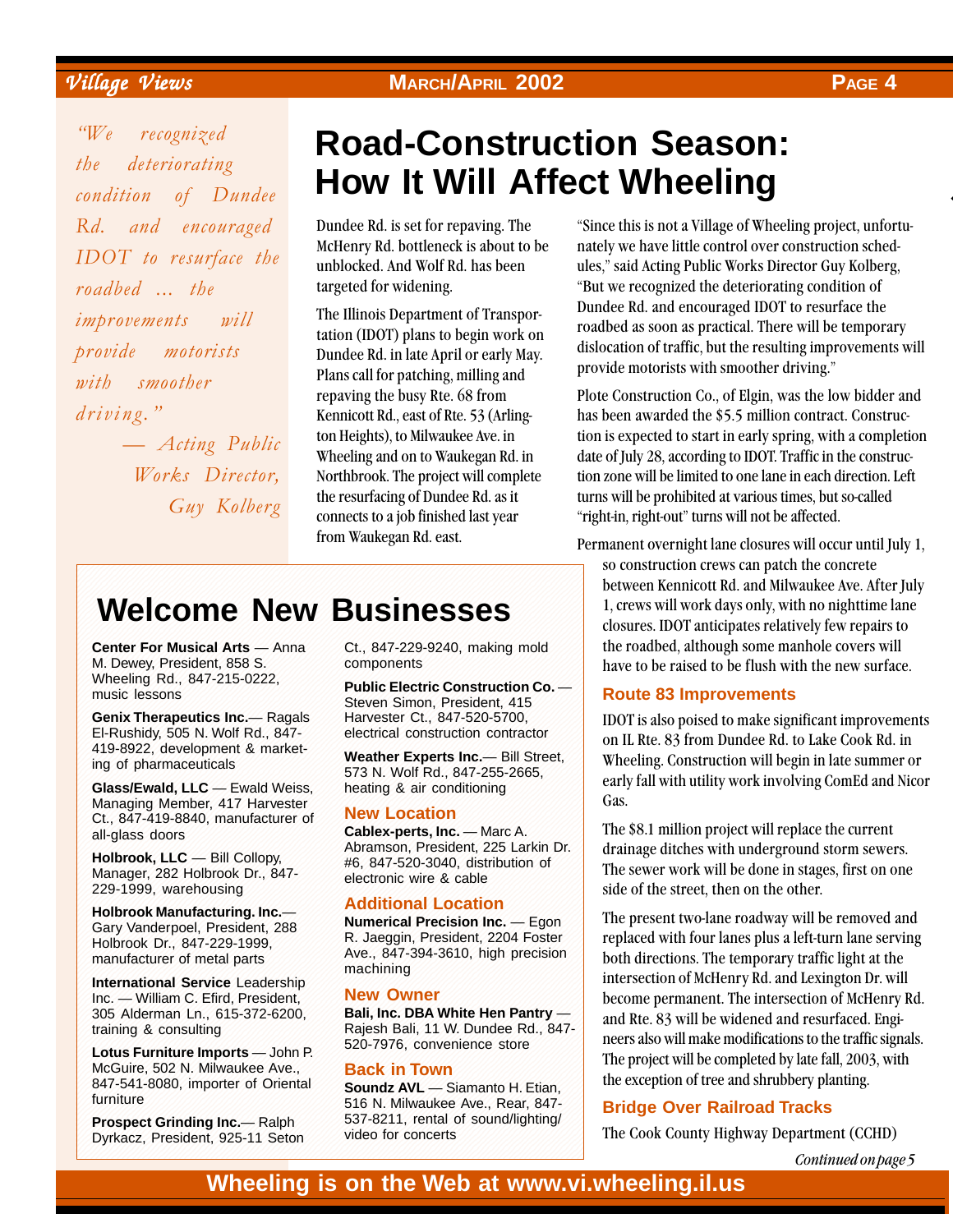*"We recognized the deteriorating condition of Dundee Rd. and encouraged IDOT to resurface the roadbed ... the improvements will provide motorists with smoother driving."*

*— Acting Public Works Director, Guy Kolberg*

# Road-Construction Season: How It Will Affect Wheeling

Dundee Rd. is set for repaving. The McHenry Rd. bottleneck is about to be unblocked. And Wolf Rd. has been targeted for widening.

The Illinois Department of Transportation (IDOT) plans to begin work on Dundee Rd. in late April or early May. Plans call for patching, milling and repaving the busy Rte. 68 from Kennicott Rd., east of Rte. 53 (Arlington Heights), to Milwaukee Ave. in Wheeling and on to Waukegan Rd. in Northbrook. The project will complete the resurfacing of Dundee Rd. as it connects to a job finished last year from Waukegan Rd. east.

"Since this is not a Village of Wheeling project, unfortunately we have little control over construction schedules," said Acting Public Works Director Guy Kolberg, "But we recognized the deteriorating condition of Dundee Rd. and encouraged IDOT to resurface the roadbed as soon as practical. There will be temporary dislocation of traffic, but the resulting improvements will provide motorists with smoother driving."

Plote Construction Co., of Elgin, was the low bidder and has been awarded the $5.5 million contract. Construction is expected to start in early spring, with a completion date of July 28, according to IDOT. Traffic in the construction zone will be limited to one lane in each direction. Left turns will be prohibited at various times, but so-called "right-in, right-out" turns will not be affected.

Permanent overnight lane closures will occur until July 1, so construction crews can patch the concrete between Kennicott Rd. and Milwaukee Ave. After July 1, crews will work days only, with no nighttime lane closures. IDOT anticipates relatively few repairs to the roadbed, although some manhole covers will have to be raised to be flush with the new surface.

### Route 83 Improvements

IDOT is also poised to make significant improvements on IL Rte. 83 from Dundee Rd. to Lake Cook Rd. in Wheeling. Construction will begin in late summer or early fall with utility work involving ComEd and Nicor Gas.

The $8.1 million project will replace the current drainage ditches with underground storm sewers. The sewer work will be done in stages, first on one side of the street, then on the other.

The present two-lane roadway will be removed and replaced with four lanes plus a left-turn lane serving both directions. The temporary traffic light at the intersection of McHenry Rd. and Lexington Dr. will become permanent. The intersection of McHenry Rd. and Rte. 83 will be widened and resurfaced. Engineers also will make modifications to the traffic signals. The project will be completed by late fall, 2003, with the exception of tree and shrubbery planting.

### Bridge Over Railroad Tracks

The Cook County Highway Department (CCHD)

*Continued on page 5*

## Welcome New Businesses

**Center For Musical Arts** — Anna M. Dewey, President, 858 S. Wheeling Rd., 847-215-0222, music lessons

**Genix Therapeutics Inc.**— Ragals El-Rushidy, 505 N. Wolf Rd., 847-419-8922, development & marketing of pharmaceuticals

**Glass/Ewald, LLC** — Ewald Weiss, Managing Member, 417 Harvester Ct., 847-419-8840, manufacturer of all-glass doors

**Holbrook, LLC** — Bill Collopy, Manager, 282 Holbrook Dr., 847-229-1999, warehousing

**Holbrook Manufacturing. Inc.**— Gary Vanderpoel, President, 288 Holbrook Dr., 847-229-1999, manufacturer of metal parts

**International Service** Leadership Inc. — William C. Efird, President, 305 Alderman Ln., 615-372-6200, training & consulting

**Lotus Furniture Imports** — John P. McGuire, 502 N. Milwaukee Ave., 847-541-8080, importer of Oriental furniture

**Prospect Grinding Inc.**— Ralph Dyrkacz, President, 925-11 Seton Ct., 847-229-9240, making mold components

**Public Electric Construction Co.** — Steven Simon, President, 415 Harvester Ct., 847-520-5700, electrical construction contractor

**Weather Experts Inc.**— Bill Street, 573 N. Wolf Rd., 847-255-2665, heating & air conditioning

### New Location

**Cablex-perts, Inc.** — Marc A. Abramson, President, 225 Larkin Dr. #6, 847-520-3040, distribution of electronic wire & cable

### Additional Location

**Numerical Precision Inc.** — Egon R. Jaeggin, President, 2204 Foster Ave., 847-394-3610, high precision machining

### New Owner

**Bali, Inc. DBA White Hen Pantry** — Rajesh Bali, 11 W. Dundee Rd., 847-520-7976, convenience store

### Back in Town

**Soundz AVL** — Siamanto H. Etian, 516 N. Milwaukee Ave., Rear, 847-537-8211, rental of sound/lighting/video for concerts

**Wheeling is on the Web at www.vi.wheeling.il.us**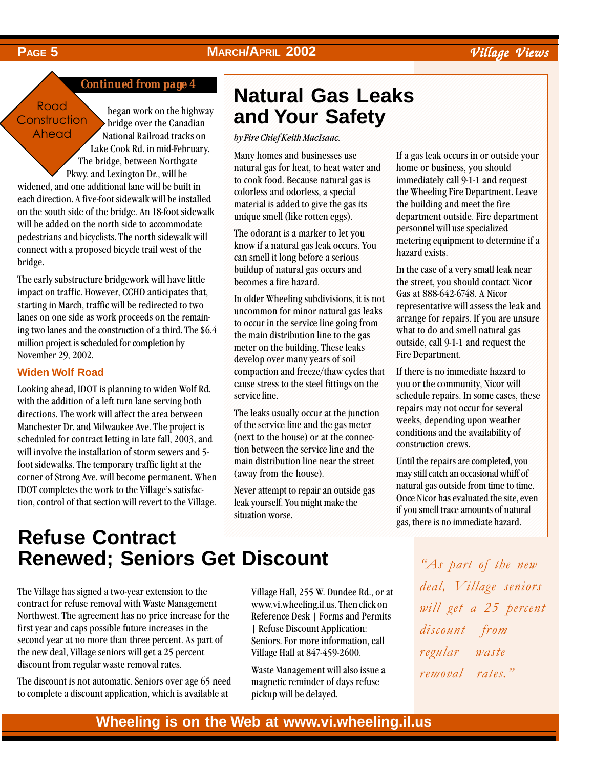*Continued from page 4*

Road Construction Ahead

began work on the highway bridge over the Canadian National Railroad tracks on Lake Cook Rd. in mid-February. The bridge, between Northgate Pkwy. and Lexington Dr., will be widened, and one additional lane will be built in each direction. A five-foot sidewalk will be installed on the south side of the bridge. An 18-foot sidewalk will be added on the north side to accommodate pedestrians and bicyclists. The north sidewalk will connect with a proposed bicycle trail west of the bridge.

The early substructure bridgework will have little impact on traffic. However, CCHD anticipates that, starting in March, traffic will be redirected to two lanes on one side as work proceeds on the remaining two lanes and the construction of a third. The $6.4 million project is scheduled for completion by November 29, 2002.

### Widen Wolf Road

Looking ahead, IDOT is planning to widen Wolf Rd. with the addition of a left turn lane serving both directions. The work will affect the area between Manchester Dr. and Milwaukee Ave. The project is scheduled for contract letting in late fall, 2003, and will involve the installation of storm sewers and 5-foot sidewalks. The temporary traffic light at the corner of Strong Ave. will become permanent. When IDOT completes the work to the Village's satisfaction, control of that section will revert to the Village.

# Natural Gas Leaks and Your Safety

*by Fire Chief Keith MacIsaac.*

Many homes and businesses use natural gas for heat, to heat water and to cook food. Because natural gas is colorless and odorless, a special material is added to give the gas its unique smell (like rotten eggs).

The odorant is a marker to let you know if a natural gas leak occurs. You can smell it long before a serious buildup of natural gas occurs and becomes a fire hazard.

In older Wheeling subdivisions, it is not uncommon for minor natural gas leaks to occur in the service line going from the main distribution line to the gas meter on the building. These leaks develop over many years of soil compaction and freeze/thaw cycles that cause stress to the steel fittings on the service line.

The leaks usually occur at the junction of the service line and the gas meter (next to the house) or at the connection between the service line and the main distribution line near the street (away from the house).

Never attempt to repair an outside gas leak yourself. You might make the situation worse.

If a gas leak occurs in or outside your home or business, you should immediately call 9-1-1 and request the Wheeling Fire Department. Leave the building and meet the fire department outside. Fire department personnel will use specialized metering equipment to determine if a hazard exists.

In the case of a very small leak near the street, you should contact Nicor Gas at 888-642-6748. A Nicor representative will assess the leak and arrange for repairs. If you are unsure what to do and smell natural gas outside, call 9-1-1 and request the Fire Department.

If there is no immediate hazard to you or the community, Nicor will schedule repairs. In some cases, these repairs may not occur for several weeks, depending upon weather conditions and the availability of construction crews.

Until the repairs are completed, you may still catch an occasional whiff of natural gas outside from time to time. Once Nicor has evaluated the site, even if you smell trace amounts of natural gas, there is no immediate hazard.

# Refuse Contract Renewed; Seniors Get Discount

The Village has signed a two-year extension to the contract for refuse removal with Waste Management Northwest. The agreement has no price increase for the first year and caps possible future increases in the second year at no more than three percent. As part of the new deal, Village seniors will get a 25 percent discount from regular waste removal rates.

The discount is not automatic. Seniors over age 65 need to complete a discount application, which is available at Village Hall, 255 W. Dundee Rd., or at www.vi.wheeling.il.us. Then click on Reference Desk | Forms and Permits | Refuse Discount Application: Seniors. For more information, call Village Hall at 847-459-2600.

Waste Management will also issue a magnetic reminder of days refuse pickup will be delayed.

*"As part of the new deal, Village seniors will get a 25 percent discount from regular waste removal rates."*

**Wheeling is on the Web at www.vi.wheeling.il.us**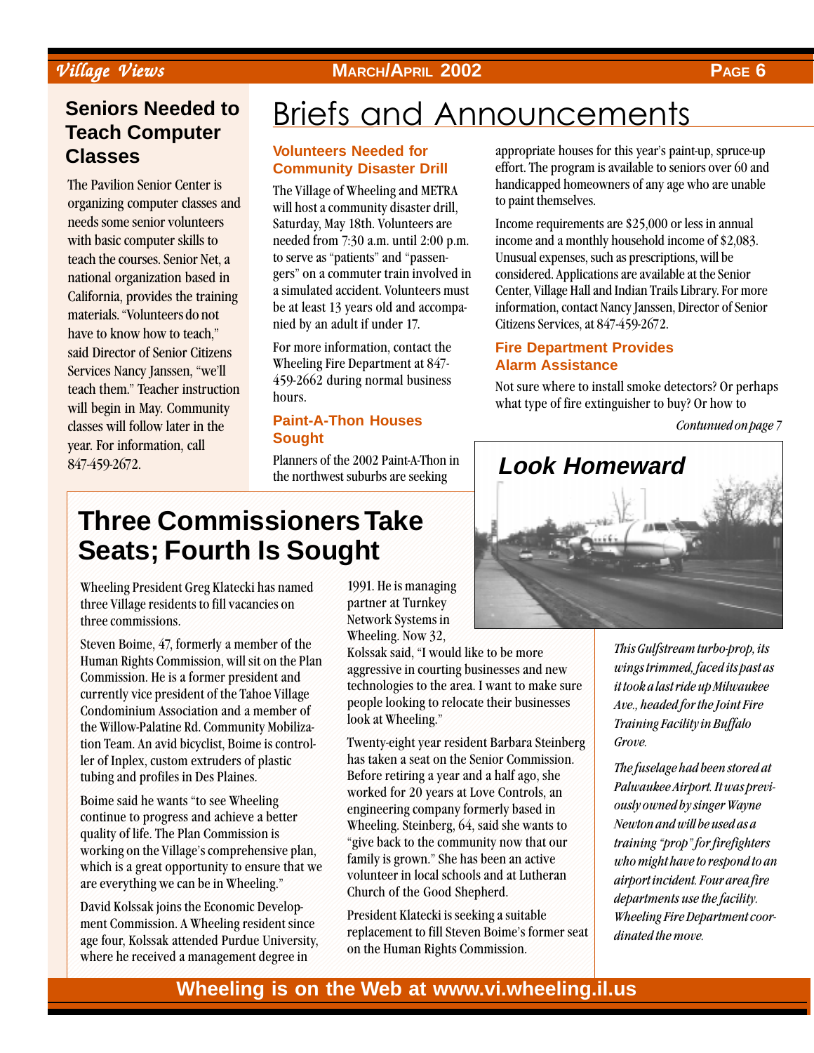## Seniors Needed to Teach Computer Classes

The Pavilion Senior Center is organizing computer classes and needs some senior volunteers with basic computer skills to teach the courses. Senior Net, a national organization based in California, provides the training materials. "Volunteers do not have to know how to teach," said Director of Senior Citizens Services Nancy Janssen, "we'll teach them." Teacher instruction will begin in May. Community classes will follow later in the year. For information, call 847-459-2672.

# Briefs and Announcements

### Volunteers Needed for Community Disaster Drill

The Village of Wheeling and METRA will host a community disaster drill, Saturday, May 18th. Volunteers are needed from 7:30 a.m. until 2:00 p.m. to serve as "patients" and "passengers" on a commuter train involved in a simulated accident. Volunteers must be at least 13 years old and accompanied by an adult if under 17.

For more information, contact the Wheeling Fire Department at 847-459-2662 during normal business hours.

### Paint-A-Thon Houses Sought

Planners of the 2002 Paint-A-Thon in the northwest suburbs are seeking appropriate houses for this year's paint-up, spruce-up effort. The program is available to seniors over 60 and handicapped homeowners of any age who are unable to paint themselves.

Income requirements are $25,000 or less in annual income and a monthly household income of $2,083. Unusual expenses, such as prescriptions, will be considered. Applications are available at the Senior Center, Village Hall and Indian Trails Library. For more information, contact Nancy Janssen, Director of Senior Citizens Services, at 847-459-2672.

### Fire Department Provides Alarm Assistance

Not sure where to install smoke detectors? Or perhaps what type of fire extinguisher to buy? Or how to

*Contunued on page 7*

## Three Commissioners Take Seats; Fourth Is Sought

Wheeling President Greg Klatecki has named three Village residents to fill vacancies on three commissions.

Steven Boime, 47, formerly a member of the Human Rights Commission, will sit on the Plan Commission. He is a former president and currently vice president of the Tahoe Village Condominium Association and a member of the Willow-Palatine Rd. Community Mobilization Team. An avid bicyclist, Boime is controller of Inplex, custom extruders of plastic tubing and profiles in Des Plaines.

Boime said he wants "to see Wheeling continue to progress and achieve a better quality of life. The Plan Commission is working on the Village's comprehensive plan, which is a great opportunity to ensure that we are everything we can be in Wheeling."

David Kolssak joins the Economic Development Commission. A Wheeling resident since age four, Kolssak attended Purdue University, where he received a management degree in 1991. He is managing partner at Turnkey Network Systems in Wheeling. Now 32, Kolssak said, "I would like to be more aggressive in courting businesses and new technologies to the area. I want to make sure people looking to relocate their businesses look at Wheeling."

Twenty-eight year resident Barbara Steinberg has taken a seat on the Senior Commission. Before retiring a year and a half ago, she worked for 20 years at Love Controls, an engineering company formerly based in Wheeling. Steinberg, 64, said she wants to "give back to the community now that our family is grown." She has been an active volunteer in local schools and at Lutheran Church of the Good Shepherd.

President Klatecki is seeking a suitable replacement to fill Steven Boime's former seat on the Human Rights Commission.

## Look Homeward

*This Gulfstream turbo-prop, its wings trimmed, faced its past as it took a last ride up Milwaukee Ave., headed for the Joint Fire Training Facility in Buffalo Grove.*

*The fuselage had been stored at Palwaukee Airport. It was previously owned by singer Wayne Newton and will be used as a training "prop" for firefighters who might have to respond to an airport incident. Four area fire departments use the facility. Wheeling Fire Department coordinated the move.*

**Wheeling is on the Web at www.vi.wheeling.il.us**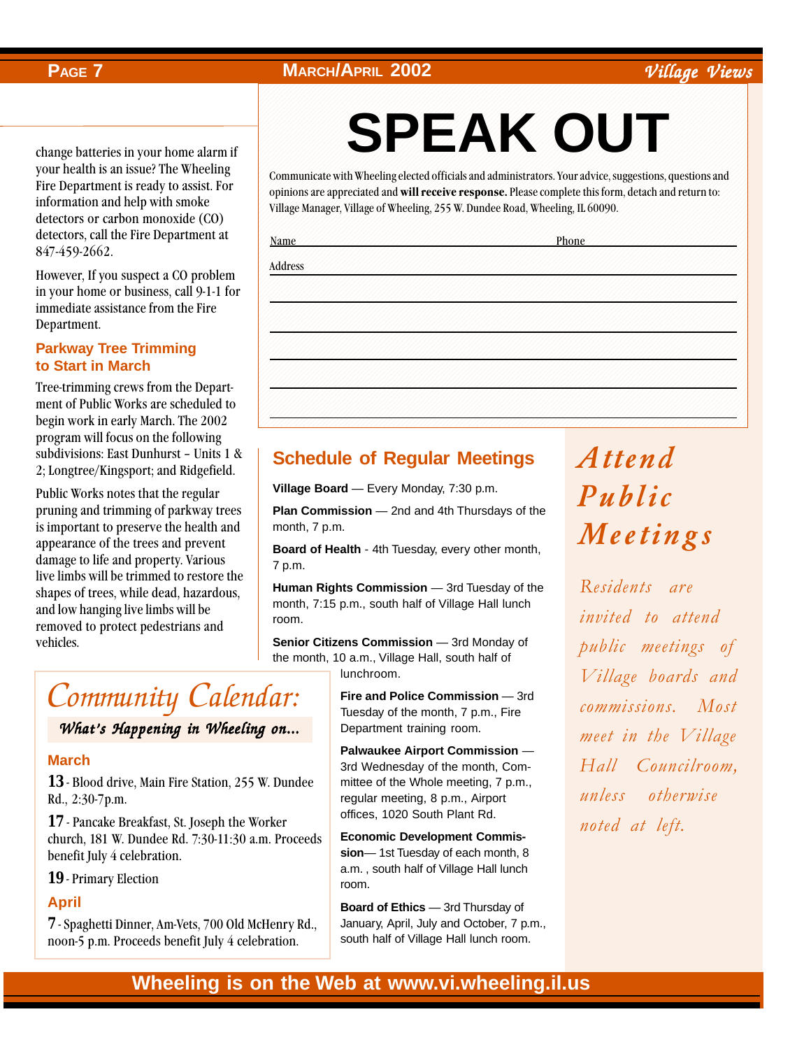change batteries in your home alarm if your health is an issue? The Wheeling Fire Department is ready to assist. For information and help with smoke detectors or carbon monoxide (CO) detectors, call the Fire Department at 847-459-2662.

However, If you suspect a CO problem in your home or business, call 9-1-1 for immediate assistance from the Fire Department.

### Parkway Tree Trimming to Start in March

Tree-trimming crews from the Department of Public Works are scheduled to begin work in early March. The 2002 program will focus on the following subdivisions: East Dunhurst – Units 1 & 2; Longtree/Kingsport; and Ridgefield.

Public Works notes that the regular pruning and trimming of parkway trees is important to preserve the health and appearance of the trees and prevent damage to life and property. Various live limbs will be trimmed to restore the shapes of trees, while dead, hazardous, and low hanging live limbs will be removed to protect pedestrians and vehicles.

# SPEAK OUT

Communicate with Wheeling elected officials and administrators. Your advice, suggestions, questions and opinions are appreciated and **will receive response.** Please complete this form, detach and return to: Village Manager, Village of Wheeling, 255 W. Dundee Road, Wheeling, IL 60090.

Name ______________________________ Phone ____________________

Address ______________________________________________________

_____________________________________________________________

_____________________________________________________________

_____________________________________________________________

_____________________________________________________________

_____________________________________________________________

## Community Calendar:

*What's Happening in Wheeling on...*

### March

**13** - Blood drive, Main Fire Station, 255 W. Dundee Rd., 2:30-7p.m.

**17** - Pancake Breakfast, St. Joseph the Worker church, 181 W. Dundee Rd. 7:30-11:30 a.m. Proceeds benefit July 4 celebration.

**19** - Primary Election

### April

**7** - Spaghetti Dinner, Am-Vets, 700 Old McHenry Rd., noon-5 p.m. Proceeds benefit July 4 celebration.

## Schedule of Regular Meetings

**Village Board** — Every Monday, 7:30 p.m.

**Plan Commission** — 2nd and 4th Thursdays of the month, 7 p.m.

**Board of Health** - 4th Tuesday, every other month, 7 p.m.

**Human Rights Commission** — 3rd Tuesday of the month, 7:15 p.m., south half of Village Hall lunch room.

**Senior Citizens Commission** — 3rd Monday of the month, 10 a.m., Village Hall, south half of lunchroom.

**Fire and Police Commission** — 3rd Tuesday of the month, 7 p.m., Fire Department training room.

**Palwaukee Airport Commission** — 3rd Wednesday of the month, Committee of the Whole meeting, 7 p.m., regular meeting, 8 p.m., Airport offices, 1020 South Plant Rd.

**Economic Development Commission**— 1st Tuesday of each month, 8 a.m. , south half of Village Hall lunch room.

**Board of Ethics** — 3rd Thursday of January, April, July and October, 7 p.m., south half of Village Hall lunch room.

## *Attend Public Meetings*

*Residents are invited to attend public meetings of Village boards and commissions. Most meet in the Village Hall Councilroom, unless otherwise noted at left.*

**Wheeling is on the Web at www.vi.wheeling.il.us**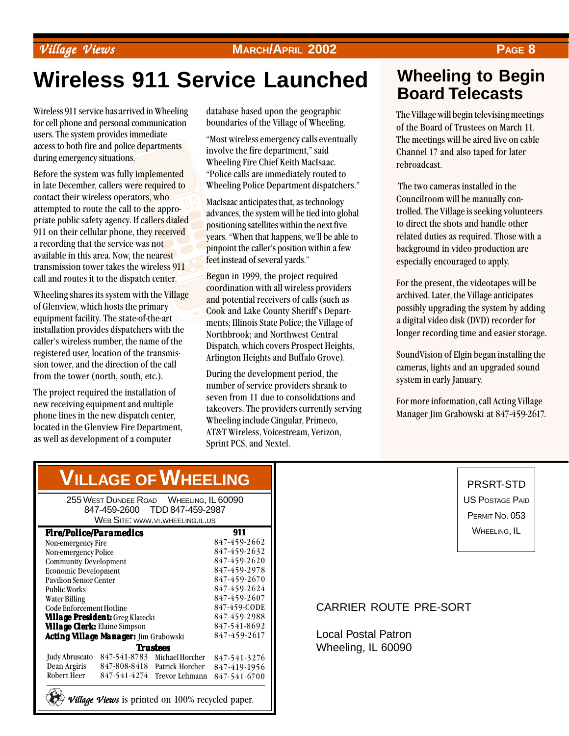# Wireless 911 Service Launched

Wireless 911 service has arrived in Wheeling for cell phone and personal communication users. The system provides immediate access to both fire and police departments during emergency situations.

Before the system was fully implemented in late December, callers were required to contact their wireless operators, who attempted to route the call to the appropriate public safety agency. If callers dialed 911 on their cellular phone, they received a recording that the service was not available in this area. Now, the nearest transmission tower takes the wireless 911 call and routes it to the dispatch center.

Wheeling shares its system with the Village of Glenview, which hosts the primary equipment facility. The state-of-the-art installation provides dispatchers with the caller's wireless number, the name of the registered user, location of the transmission tower, and the direction of the call from the tower (north, south, etc.).

The project required the installation of new receiving equipment and multiple phone lines in the new dispatch center, located in the Glenview Fire Department, as well as development of a computer database based upon the geographic boundaries of the Village of Wheeling.

"Most wireless emergency calls eventually involve the fire department," said Wheeling Fire Chief Keith MacIsaac. "Police calls are immediately routed to Wheeling Police Department dispatchers."

MacIsaac anticipates that, as technology advances, the system will be tied into global positioning satellites within the next five years. "When that happens, we'll be able to pinpoint the caller's position within a few feet instead of several yards."

Begun in 1999, the project required coordination with all wireless providers and potential receivers of calls (such as Cook and Lake County Sheriff's Departments; Illinois State Police; the Village of Northbrook; and Northwest Central Dispatch, which covers Prospect Heights, Arlington Heights and Buffalo Grove).

During the development period, the number of service providers shrank to seven from 11 due to consolidations and takeovers. The providers currently serving Wheeling include Cingular, Primeco, AT&T Wireless, Voicestream, Verizon, Sprint PCS, and Nextel.

# Wheeling to Begin Board Telecasts

The Village will begin televising meetings of the Board of Trustees on March 11. The meetings will be aired live on cable Channel 17 and also taped for later rebroadcast.

The two cameras installed in the Councilroom will be manually controlled. The Village is seeking volunteers to direct the shots and handle other related duties as required. Those with a background in video production are especially encouraged to apply.

For the present, the videotapes will be archived. Later, the Village anticipates possibly upgrading the system by adding a digital video disk (DVD) recorder for longer recording time and easier storage.

SoundVision of Elgin began installing the cameras, lights and an upgraded sound system in early January.

For more information, call Acting Village Manager Jim Grabowski at 847-459-2617.

## Village of Wheeling

255 West Dundee Road Wheeling, IL 60090
847-459-2600 TDD 847-459-2987
Web Site: www.vi.wheeling.il.us

| | |
|---|---|
| **Fire/Police/Paramedics** | **911** |
| Non-emergency Fire | 847-459-2662 |
| Non-emergency Police | 847-459-2632 |
| Community Development | 847-459-2620 |
| Economic Development | 847-459-2978 |
| Pavilion Senior Center | 847-459-2670 |
| Public Works | 847-459-2624 |
| Water Billing | 847-459-2607 |
| Code Enforcement Hotline | 847-459-CODE |
| **Village President:** Greg Klatecki | 847-459-2988 |
| **Village Clerk:** Elaine Simpson | 847-541-8692 |
| **Acting Village Manager:** Jim Grabowski | 847-459-2617 |

**Trustees**

| | | | |
|---|---|---|---|
| Judy Abruscato | 847-541-8783 | Michael Horcher | 847-541-3276 |
| Dean Argiris | 847-808-8418 | Patrick Horcher | 847-419-1956 |
| Robert Heer | 847-541-4274 | Trevor Lehmann | 847-541-6700 |

*Village Views* is printed on 100% recycled paper.

PRSRT-STD
US Postage Paid
Permit No. 053
Wheeling, IL

CARRIER ROUTE PRE-SORT

Local Postal Patron
Wheeling, IL 60090